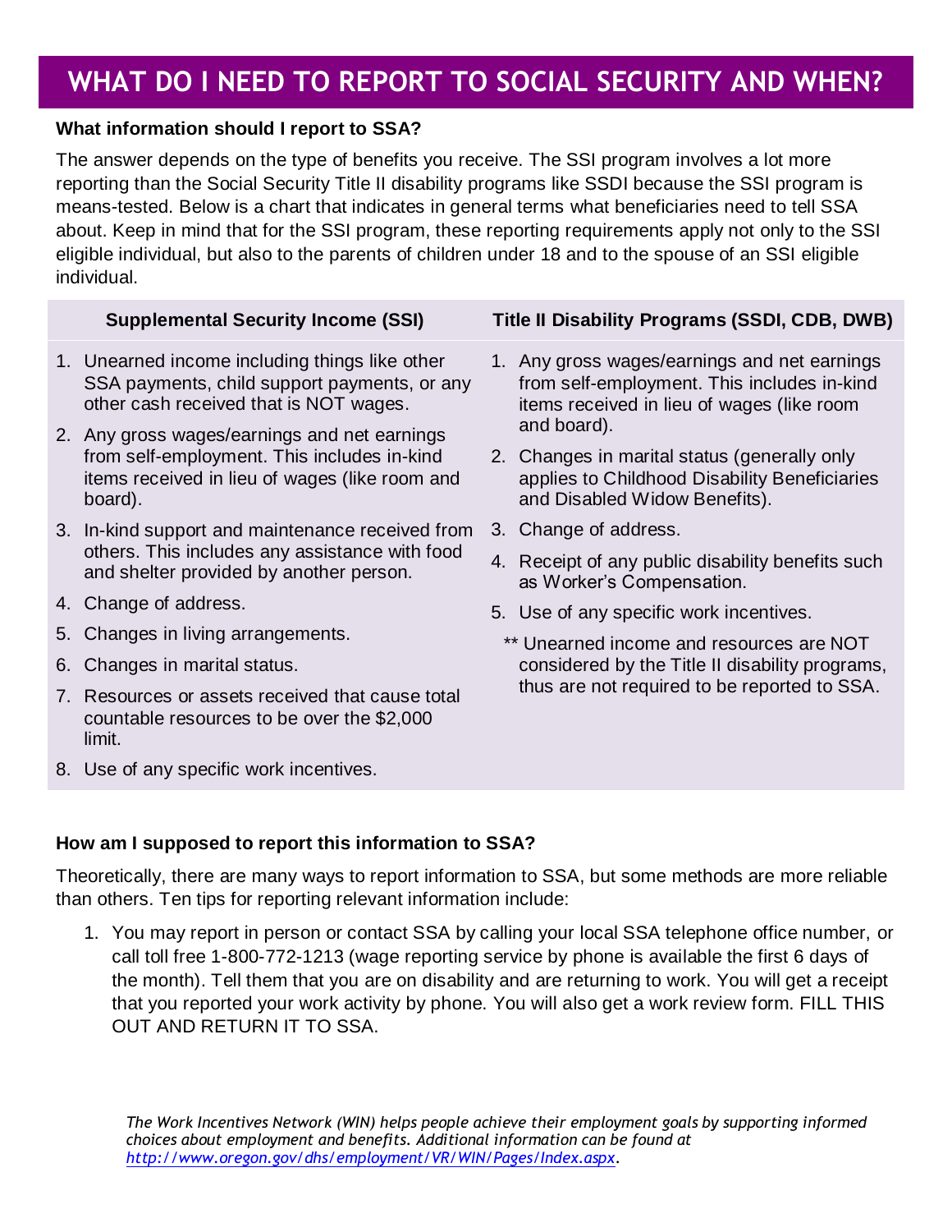# WHAT DO I NEED TO REPORT TO SOCIAL SECURITY AND WHEN?

**What information should I report to SSA?**

The answer depends on the type of benefits you receive. The SSI program involves a lot more reporting than the Social Security Title II disability programs like SSDI because the SSI program is means-tested. Below is a chart that indicates in general terms what beneficiaries need to tell SSA about. Keep in mind that for the SSI program, these reporting requirements apply not only to the SSI eligible individual, but also to the parents of children under 18 and to the spouse of an SSI eligible individual.

| Supplemental Security Income (SSI) | Title II Disability Programs (SSDI, CDB, DWB) |
|---|---|
| 1. Unearned income including things like other SSA payments, child support payments, or any other cash received that is NOT wages.<br>2. Any gross wages/earnings and net earnings from self-employment. This includes in-kind items received in lieu of wages (like room and board).<br>3. In-kind support and maintenance received from others. This includes any assistance with food and shelter provided by another person.<br>4. Change of address.<br>5. Changes in living arrangements.<br>6. Changes in marital status.<br>7. Resources or assets received that cause total countable resources to be over the $2,000 limit.<br>8. Use of any specific work incentives. | 1. Any gross wages/earnings and net earnings from self-employment. This includes in-kind items received in lieu of wages (like room and board).<br>2. Changes in marital status (generally only applies to Childhood Disability Beneficiaries and Disabled Widow Benefits).<br>3. Change of address.<br>4. Receipt of any public disability benefits such as Worker's Compensation.<br>5. Use of any specific work incentives.<br>** Unearned income and resources are NOT considered by the Title II disability programs, thus are not required to be reported to SSA. |

**How am I supposed to report this information to SSA?**

Theoretically, there are many ways to report information to SSA, but some methods are more reliable than others. Ten tips for reporting relevant information include:

1. You may report in person or contact SSA by calling your local SSA telephone office number, or call toll free 1-800-772-1213 (wage reporting service by phone is available the first 6 days of the month). Tell them that you are on disability and are returning to work. You will get a receipt that you reported your work activity by phone. You will also get a work review form. FILL THIS OUT AND RETURN IT TO SSA.

*The Work Incentives Network (WIN) helps people achieve their employment goals by supporting informed choices about employment and benefits. Additional information can be found at [http://www.oregon.gov/dhs/employment/VR/WIN/Pages/Index.aspx](http://www.oregon.gov/dhs/employment/VR/WIN/Pages/Index.aspx).*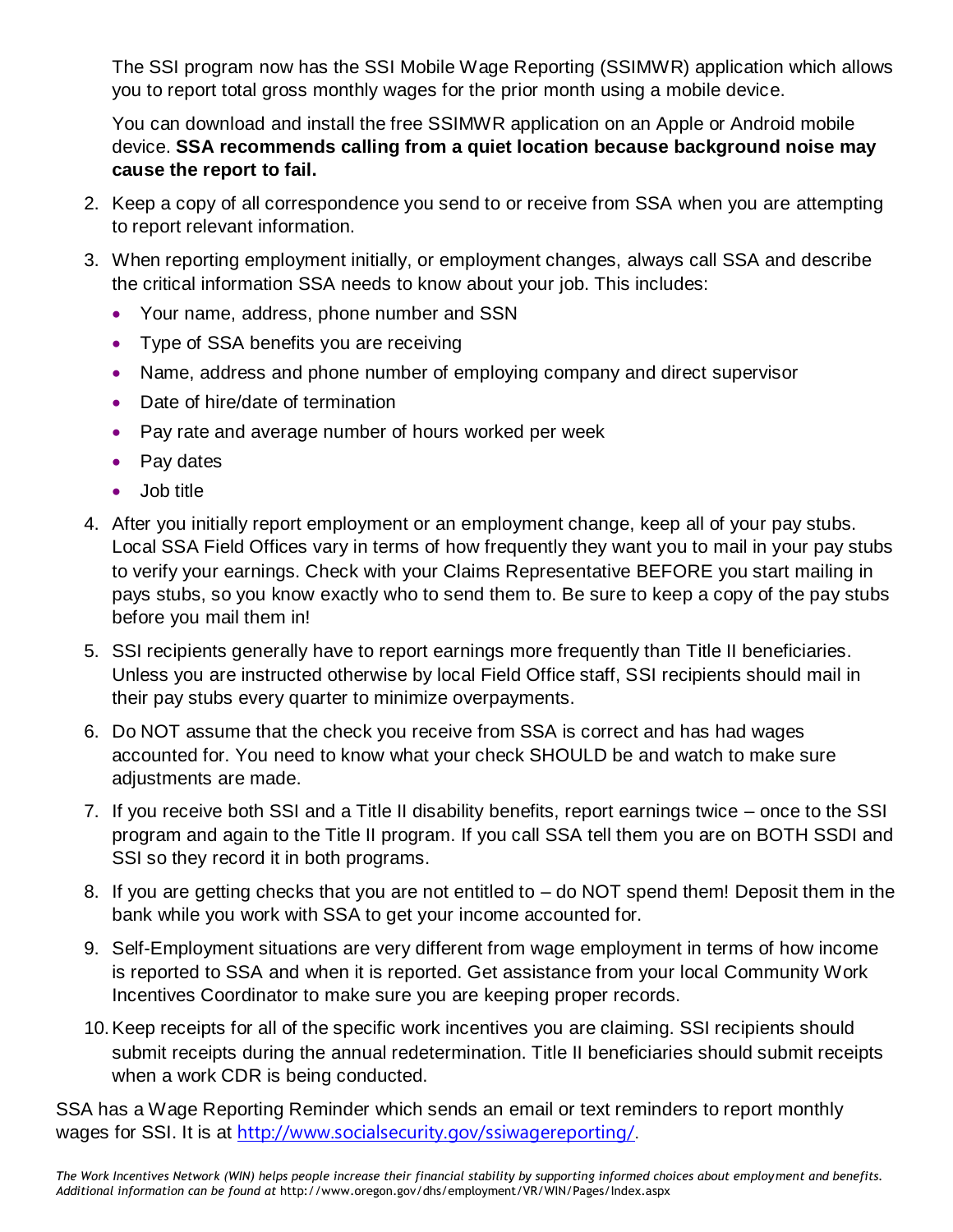The SSI program now has the SSI Mobile Wage Reporting (SSIMWR) application which allows you to report total gross monthly wages for the prior month using a mobile device.

You can download and install the free SSIMWR application on an Apple or Android mobile device. **SSA recommends calling from a quiet location because background noise may cause the report to fail.**

2. Keep a copy of all correspondence you send to or receive from SSA when you are attempting to report relevant information.
3. When reporting employment initially, or employment changes, always call SSA and describe the critical information SSA needs to know about your job. This includes:
   - Your name, address, phone number and SSN
   - Type of SSA benefits you are receiving
   - Name, address and phone number of employing company and direct supervisor
   - Date of hire/date of termination
   - Pay rate and average number of hours worked per week
   - Pay dates
   - Job title
4. After you initially report employment or an employment change, keep all of your pay stubs. Local SSA Field Offices vary in terms of how frequently they want you to mail in your pay stubs to verify your earnings. Check with your Claims Representative BEFORE you start mailing in pays stubs, so you know exactly who to send them to. Be sure to keep a copy of the pay stubs before you mail them in!
5. SSI recipients generally have to report earnings more frequently than Title II beneficiaries. Unless you are instructed otherwise by local Field Office staff, SSI recipients should mail in their pay stubs every quarter to minimize overpayments.
6. Do NOT assume that the check you receive from SSA is correct and has had wages accounted for. You need to know what your check SHOULD be and watch to make sure adjustments are made.
7. If you receive both SSI and a Title II disability benefits, report earnings twice – once to the SSI program and again to the Title II program. If you call SSA tell them you are on BOTH SSDI and SSI so they record it in both programs.
8. If you are getting checks that you are not entitled to – do NOT spend them! Deposit them in the bank while you work with SSA to get your income accounted for.
9. Self-Employment situations are very different from wage employment in terms of how income is reported to SSA and when it is reported. Get assistance from your local Community Work Incentives Coordinator to make sure you are keeping proper records.
10. Keep receipts for all of the specific work incentives you are claiming. SSI recipients should submit receipts during the annual redetermination. Title II beneficiaries should submit receipts when a work CDR is being conducted.

SSA has a Wage Reporting Reminder which sends an email or text reminders to report monthly wages for SSI. It is at [http://www.socialsecurity.gov/ssiwagereporting/](http://www.socialsecurity.gov/ssiwagereporting/).

*The Work Incentives Network (WIN) helps people increase their financial stability by supporting informed choices about employment and benefits. Additional information can be found at* http://www.oregon.gov/dhs/employment/VR/WIN/Pages/Index.aspx